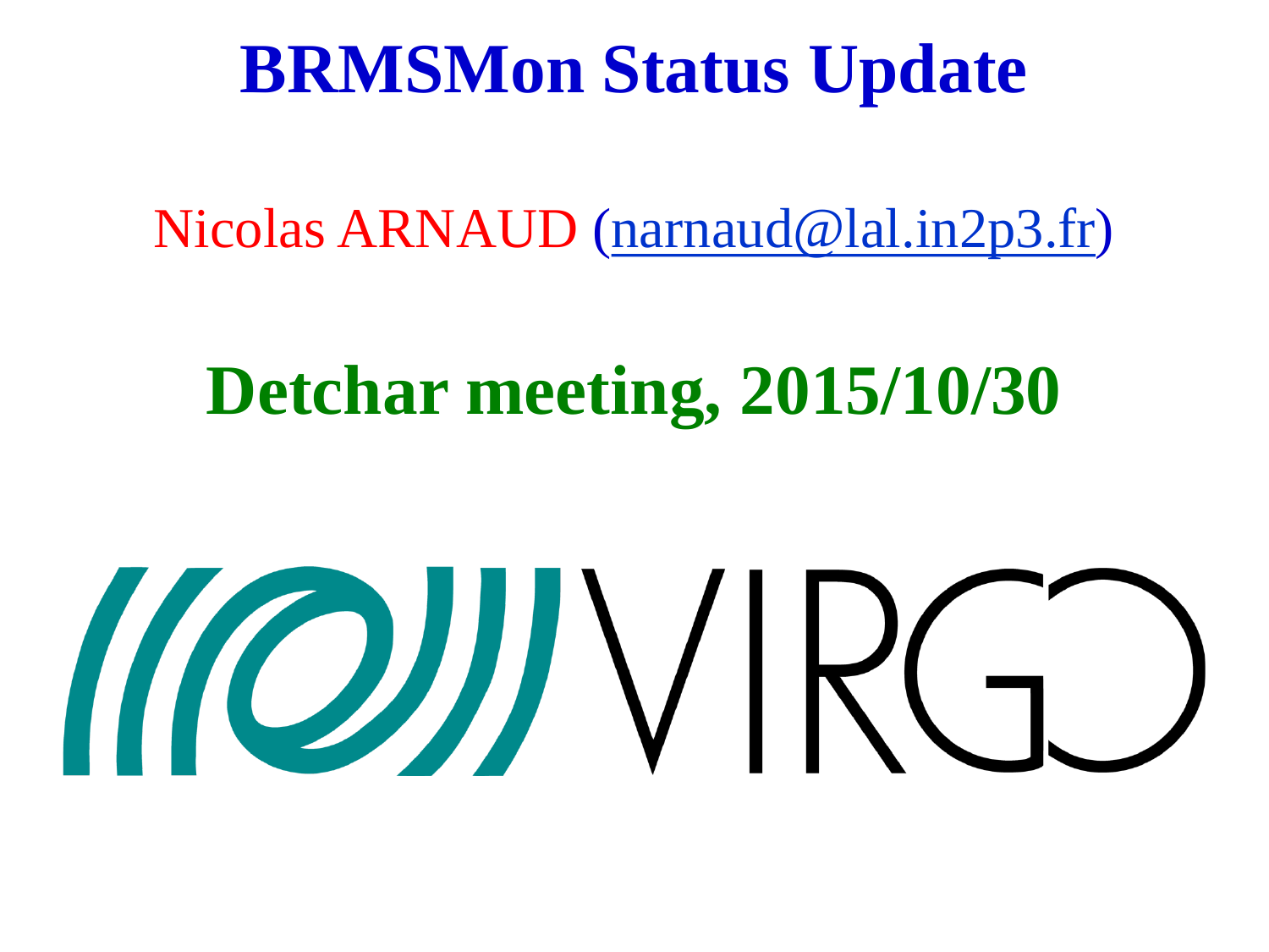# BRMSMon Status Update

Nicolas ARNAUD (narnaud@lal.in2p3.fr)

## Detchar meeting, 2015/10/30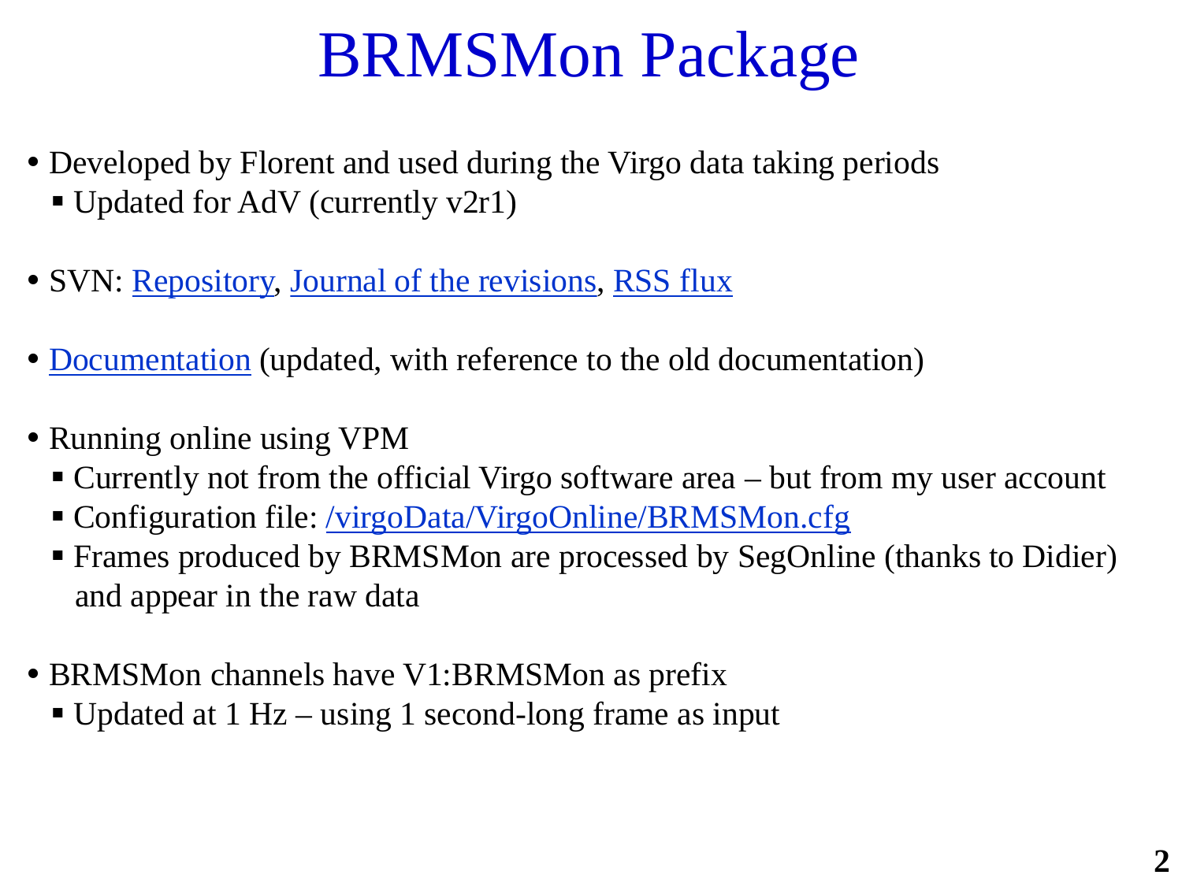# BRMSMon Package

- Developed by Florent and used during the Virgo data taking periods
  - Updated for AdV (currently v2r1)

- SVN: Repository, Journal of the revisions, RSS flux

- Documentation (updated, with reference to the old documentation)

- Running online using VPM
  - Currently not from the official Virgo software area – but from my user account
  - Configuration file: /virgoData/VirgoOnline/BRMSMon.cfg
  - Frames produced by BRMSMon are processed by SegOnline (thanks to Didier) and appear in the raw data

- BRMSMon channels have V1:BRMSMon as prefix
  - Updated at 1 Hz – using 1 second-long frame as input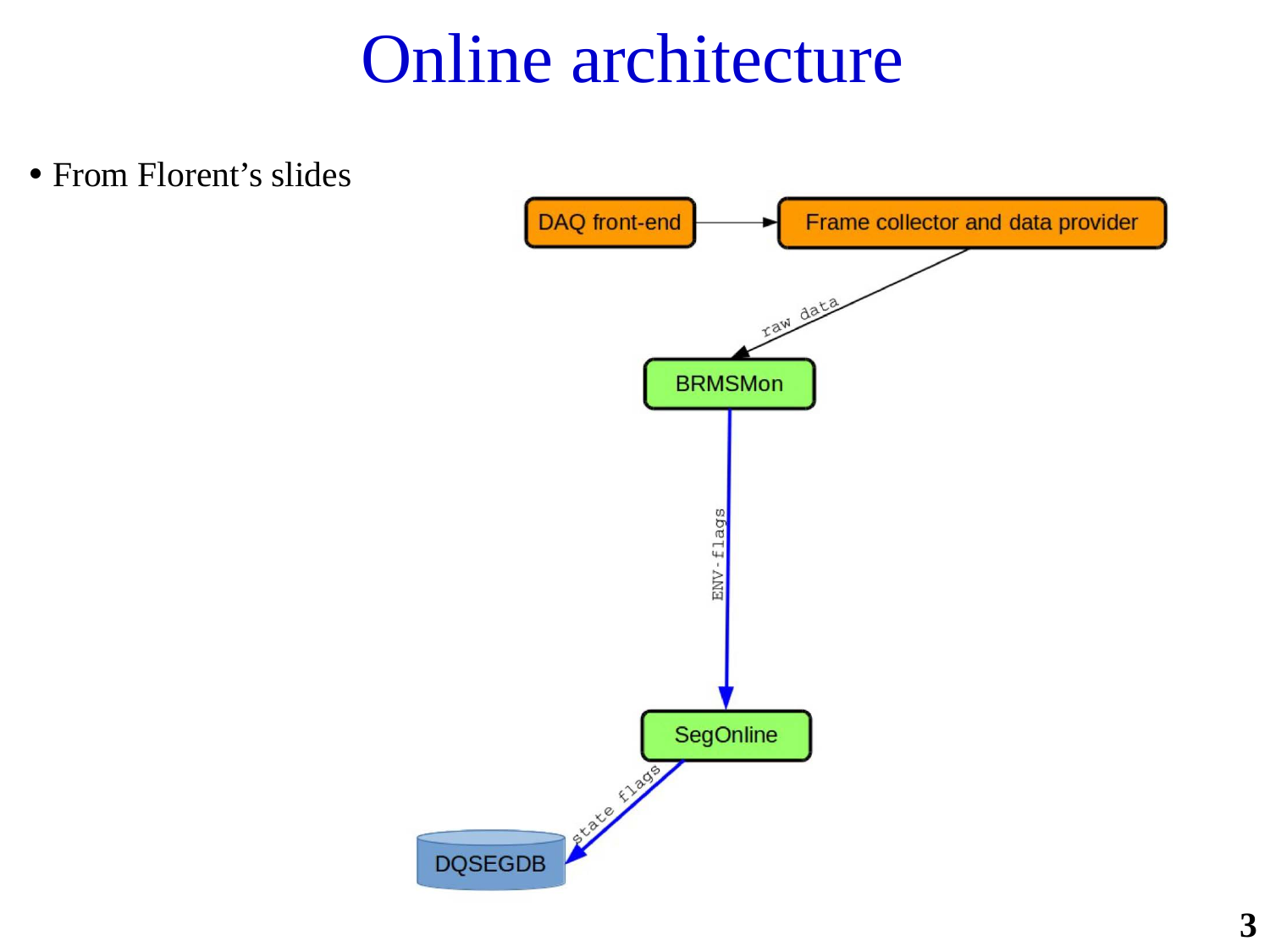# Online architecture

- From Florent's slides

DAQ front-end → Frame collector and data provider

raw data

BRMSMon

ENV-flags

SegOnline

state flags

DQSEGDB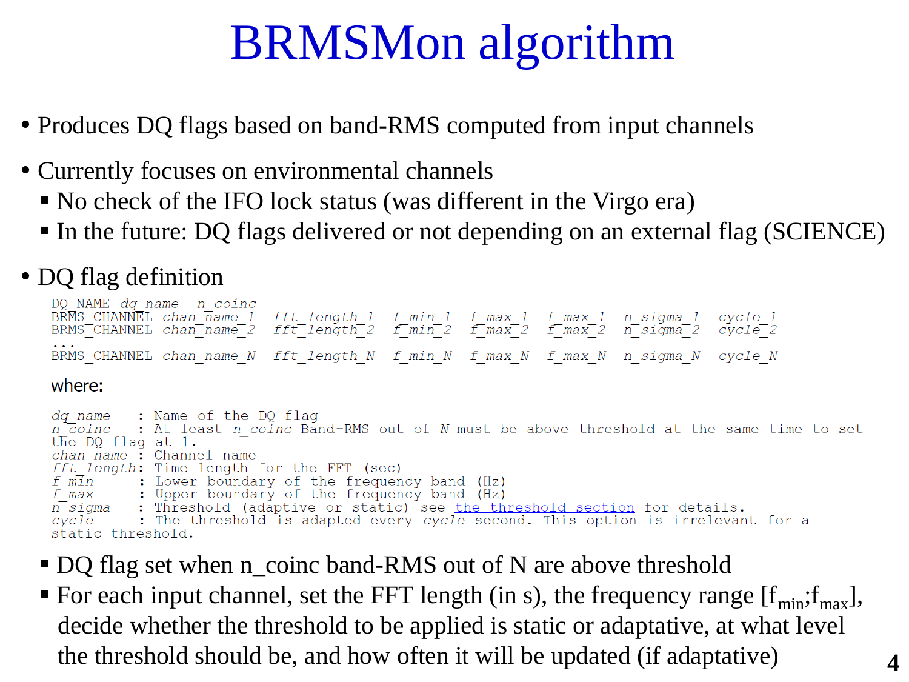# BRMSMon algorithm

- Produces DQ flags based on band-RMS computed from input channels
- Currently focuses on environmental channels
  - No check of the IFO lock status (was different in the Virgo era)
  - In the future: DQ flags delivered or not depending on an external flag (SCIENCE)
- DQ flag definition

```
DQ_NAME dq_name  n_coinc
BRMS_CHANNEL chan_name_1  fft_length_1  f_min_1  f_max_1  f_max_1  n_sigma_1  cycle_1
BRMS_CHANNEL chan_name_2  fft_length_2  f_min_2  f_max_2  f_max_2  n_sigma_2  cycle_2
...
BRMS_CHANNEL chan_name_N  fft_length_N  f_min_N  f_max_N  f_max_N  n_sigma_N  cycle_N
```

where:

```
dq_name    : Name of the DQ flag
n_coinc    : At least n_coinc Band-RMS out of N must be above threshold at the same time to set
the DQ flag at 1.
chan_name  : Channel name
fft_length : Time length for the FFT (sec)
f_min      : Lower boundary of the frequency band (Hz)
f_max      : Upper boundary of the frequency band (Hz)
n_sigma    : Threshold (adaptive or static) see the threshold section for details.
cycle      : The threshold is adapted every cycle second. This option is irrelevant for a
static threshold.
```

  - DQ flag set when n_coinc band-RMS out of N are above threshold
  - For each input channel, set the FFT length (in s), the frequency range [$f_{min}$;$f_{max}$], decide whether the threshold to be applied is static or adaptative, at what level the threshold should be, and how often it will be updated (if adaptative)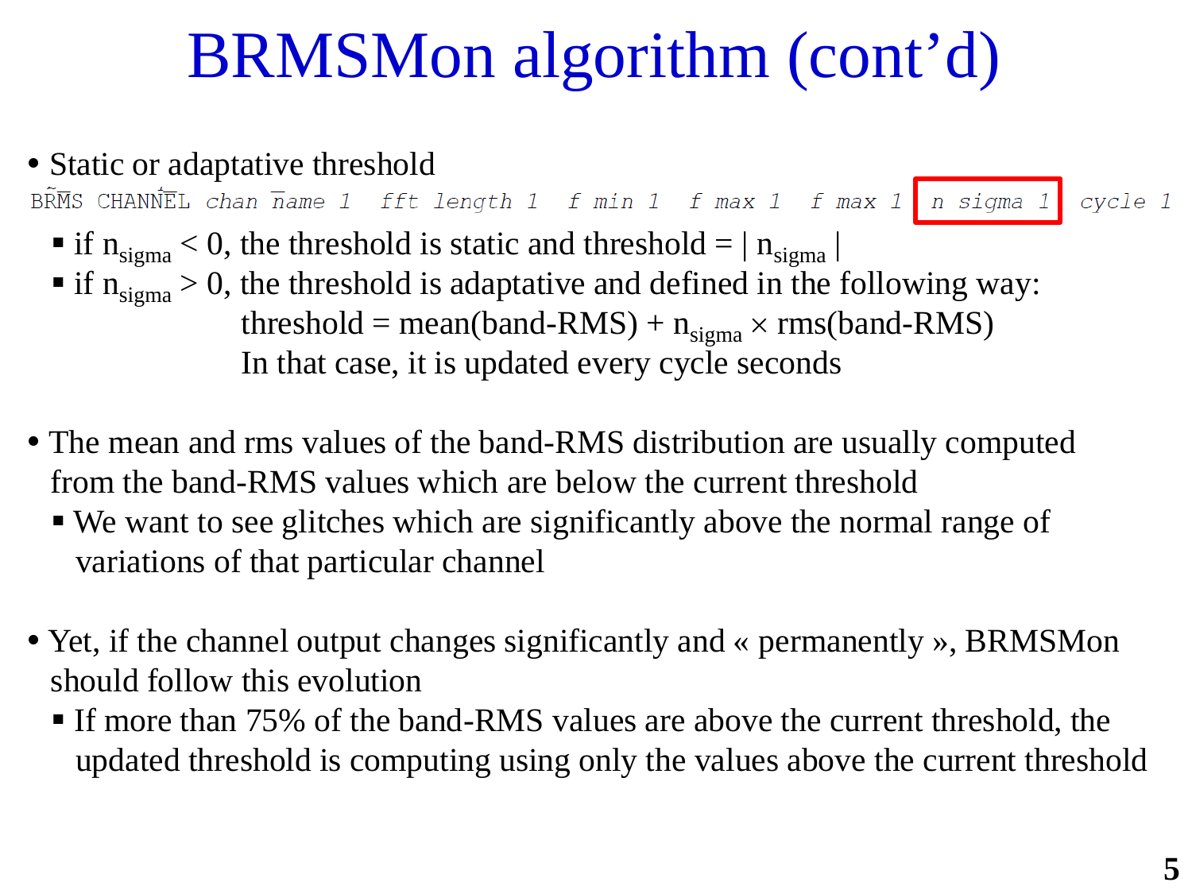# BRMSMon algorithm (cont'd)

- Static or adaptative threshold

```
BRMS CHANNEL chan_name_1  fft_length_1  f_min_1  f_max_1  f_max_1  n_sigma_1  cycle_1
```

  - if $n_{sigma} < 0$, the threshold is static and threshold = | $n_{sigma}$ |
  - if $n_{sigma} > 0$, the threshold is adaptative and defined in the following way:

    threshold = mean(band-RMS) + $n_{sigma} \times$ rms(band-RMS)

    In that case, it is updated every cycle seconds

- The mean and rms values of the band-RMS distribution are usually computed from the band-RMS values which are below the current threshold
  - We want to see glitches which are significantly above the normal range of variations of that particular channel

- Yet, if the channel output changes significantly and « permanently », BRMSMon should follow this evolution
  - If more than 75% of the band-RMS values are above the current threshold, the updated threshold is computing using only the values above the current threshold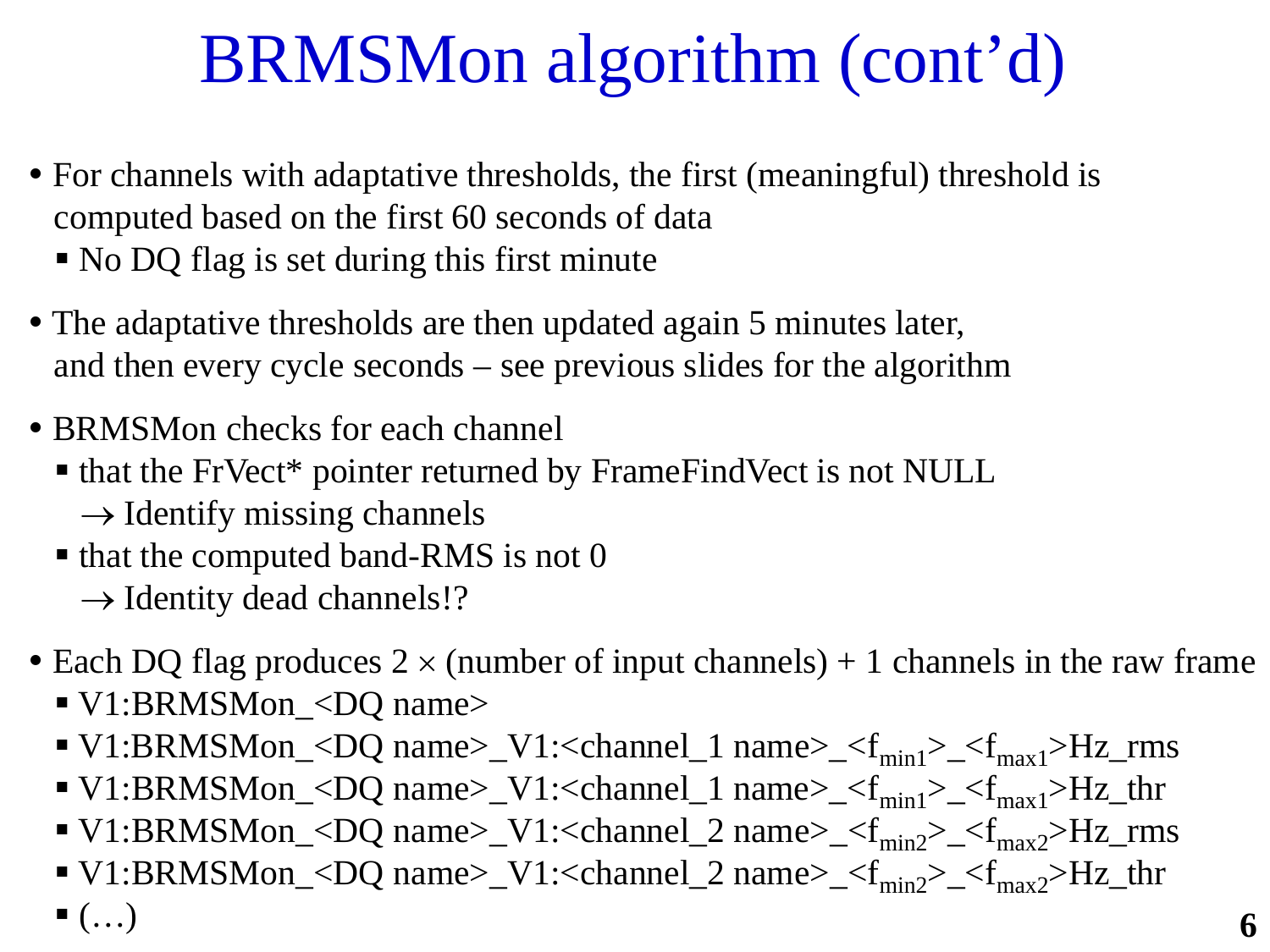# BRMSMon algorithm (cont'd)

- For channels with adaptative thresholds, the first (meaningful) threshold is computed based on the first 60 seconds of data
  - No DQ flag is set during this first minute
- The adaptative thresholds are then updated again 5 minutes later, and then every cycle seconds – see previous slides for the algorithm
- BRMSMon checks for each channel
  - that the FrVect* pointer returned by FrameFindVect is not NULL
    → Identify missing channels
  - that the computed band-RMS is not 0
    → Identity dead channels!?
- Each DQ flag produces 2 × (number of input channels) + 1 channels in the raw frame
  - V1:BRMSMon_<DQ name>
  - V1:BRMSMon_<DQ name>_V1:<channel_1 name>_<$f_{min1}$>_<$f_{max1}$>Hz_rms
  - V1:BRMSMon_<DQ name>_V1:<channel_1 name>_<$f_{min1}$>_<$f_{max1}$>Hz_thr
  - V1:BRMSMon_<DQ name>_V1:<channel_2 name>_<$f_{min2}$>_<$f_{max2}$>Hz_rms
  - V1:BRMSMon_<DQ name>_V1:<channel_2 name>_<$f_{min2}$>_<$f_{max2}$>Hz_thr
  - (…)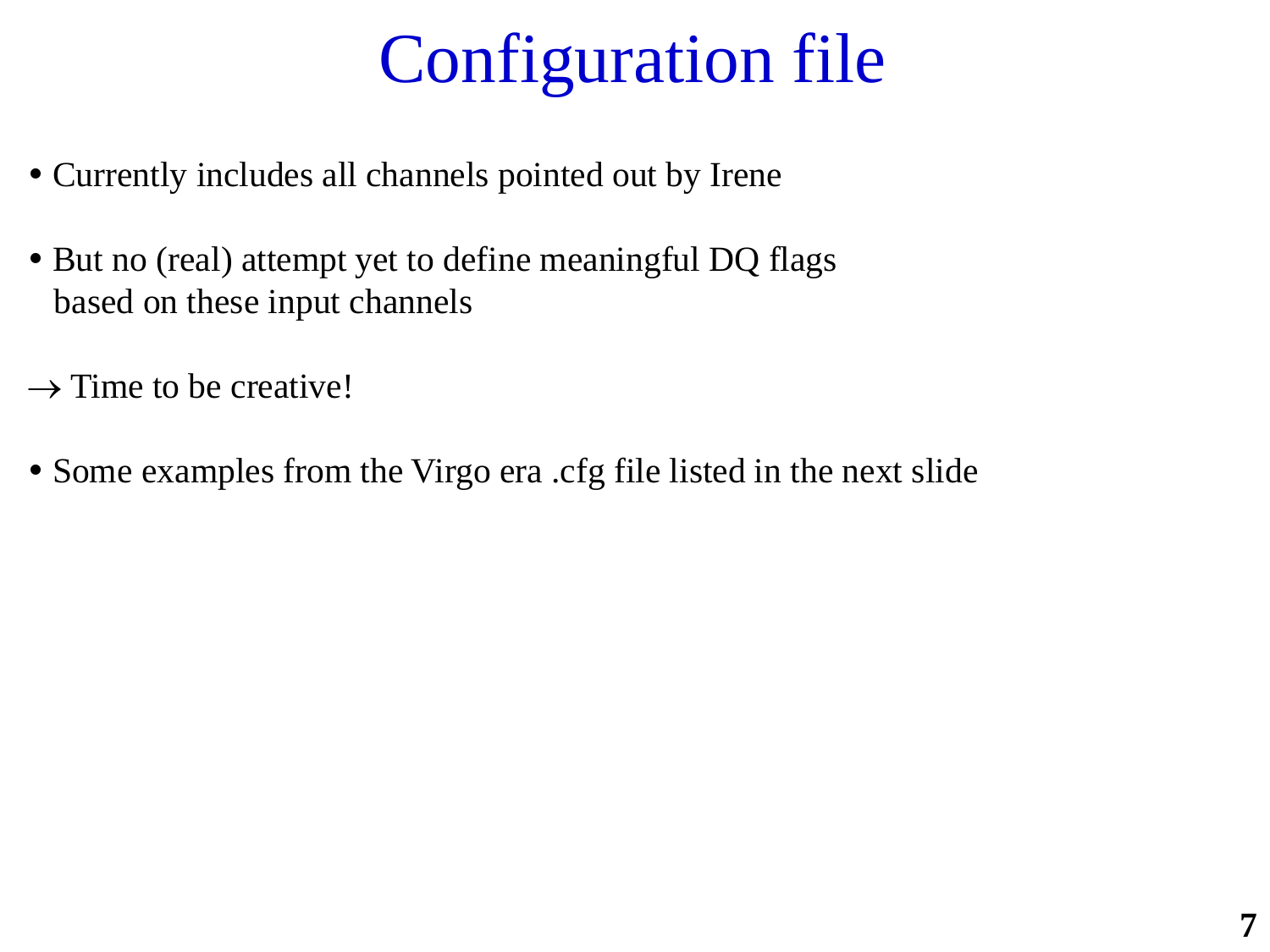# Configuration file

- Currently includes all channels pointed out by Irene
- But no (real) attempt yet to define meaningful DQ flags based on these input channels

$\rightarrow$ Time to be creative!

- Some examples from the Virgo era .cfg file listed in the next slide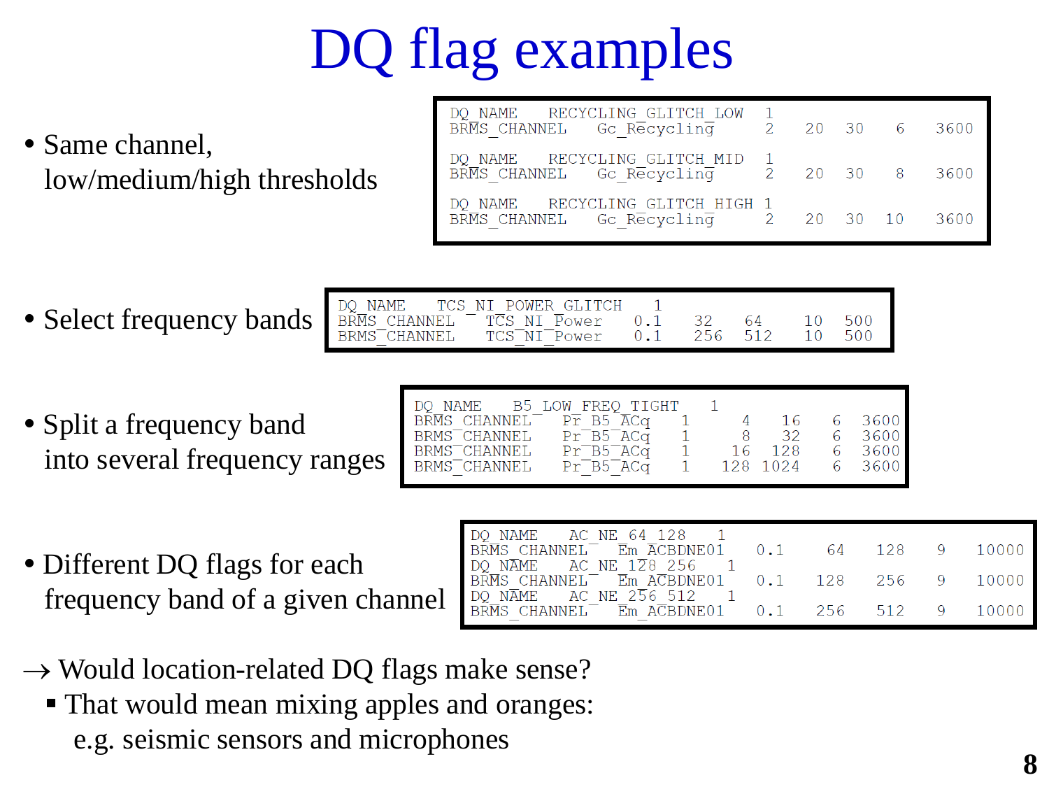# DQ flag examples

- Same channel, low/medium/high thresholds

```
DQ_NAME    RECYCLING_GLITCH_LOW  1
BRMS_CHANNEL    Gc_Recycling      2    20   30    6    3600

DQ_NAME    RECYCLING_GLITCH_MID  1
BRMS_CHANNEL    Gc_Recycling      2    20   30    8    3600

DQ_NAME    RECYCLING_GLITCH_HIGH 1
BRMS_CHANNEL    Gc_Recycling      2    20   30   10    3600
```

- Select frequency bands

```
DQ_NAME    TCS_NI_POWER_GLITCH    1
BRMS_CHANNEL    TCS_NI_Power    0.1    32    64     10   500
BRMS_CHANNEL    TCS_NI_Power    0.1   256   512     10   500
```

- Split a frequency band into several frequency ranges

```
DQ_NAME    B5_LOW_FREQ_TIGHT    1
BRMS_CHANNEL    Pr_B5_ACq    1     4    16    6   3600
BRMS_CHANNEL    Pr_B5_ACq    1     8    32    6   3600
BRMS_CHANNEL    Pr_B5_ACq    1    16   128    6   3600
BRMS_CHANNEL    Pr_B5_ACq    1   128  1024    6   3600
```

- Different DQ flags for each frequency band of a given channel

```
DQ_NAME    AC_NE_64_128    1
BRMS_CHANNEL    Em_ACBDNE01    0.1     64    128    9    10000
DQ_NAME    AC_NE_128_256    1
BRMS_CHANNEL    Em_ACBDNE01    0.1    128    256    9    10000
DQ_NAME    AC_NE_256_512    1
BRMS_CHANNEL    Em_ACBDNE01    0.1    256    512    9    10000
```

→ Would location-related DQ flags make sense?

- That would mean mixing apples and oranges: e.g. seismic sensors and microphones